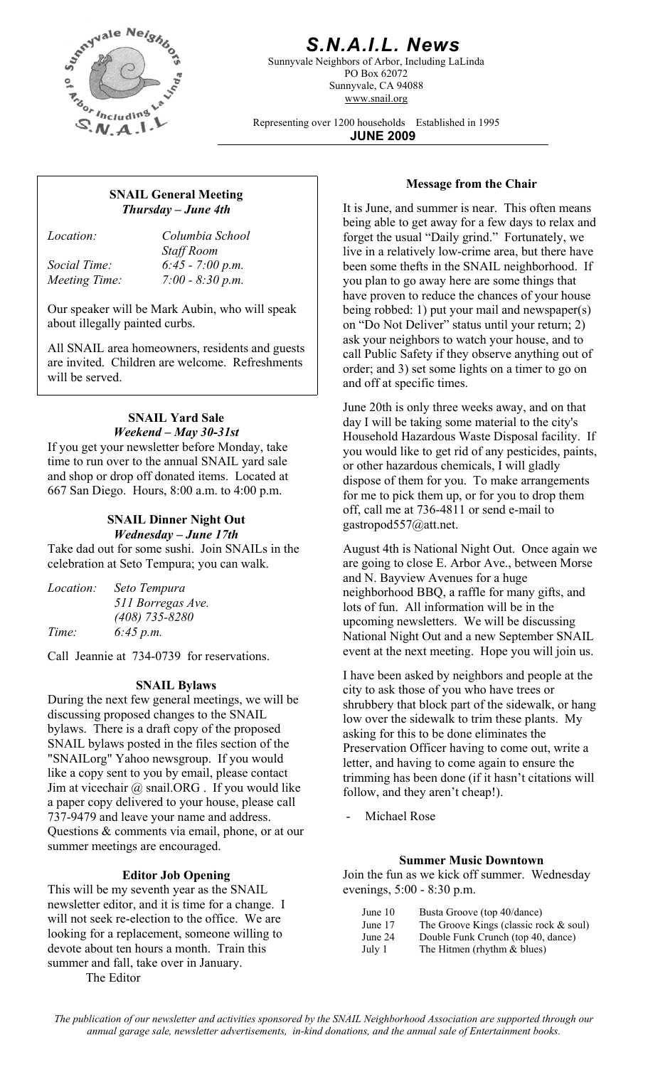# S.N.A.I.L. News

Sunnyvale Neighbors of Arbor, Including LaLinda
PO Box 62072
Sunnyvale, CA 94088
www.snail.org

Representing over 1200 households   Established in 1995

**JUNE 2009**

## SNAIL General Meeting

***Thursday – June 4th***

| | |
|---|---|
| *Location:* | *Columbia School Staff Room* |
| *Social Time:* | *6:45 - 7:00 p.m.* |
| *Meeting Time:* | *7:00 - 8:30 p.m.* |

Our speaker will be Mark Aubin, who will speak about illegally painted curbs.

All SNAIL area homeowners, residents and guests are invited. Children are welcome. Refreshments will be served.

## SNAIL Yard Sale

***Weekend – May 30-31st***

If you get your newsletter before Monday, take time to run over to the annual SNAIL yard sale and shop or drop off donated items. Located at 667 San Diego. Hours, 8:00 a.m. to 4:00 p.m.

## SNAIL Dinner Night Out

***Wednesday – June 17th***

Take dad out for some sushi. Join SNAILs in the celebration at Seto Tempura; you can walk.

| | |
|---|---|
| *Location:* | *Seto Tempura* |
| | *511 Borregas Ave.* |
| | *(408) 735-8280* |
| *Time:* | *6:45 p.m.* |

Call Jeannie at 734-0739 for reservations.

## SNAIL Bylaws

During the next few general meetings, we will be discussing proposed changes to the SNAIL bylaws. There is a draft copy of the proposed SNAIL bylaws posted in the files section of the "SNAILorg" Yahoo newsgroup. If you would like a copy sent to you by email, please contact Jim at vicechair @ snail.ORG . If you would like a paper copy delivered to your house, please call 737-9479 and leave your name and address. Questions & comments via email, phone, or at our summer meetings are encouraged.

## Editor Job Opening

This will be my seventh year as the SNAIL newsletter editor, and it is time for a change. I will not seek re-election to the office. We are looking for a replacement, someone willing to devote about ten hours a month. Train this summer and fall, take over in January.

The Editor

## Message from the Chair

It is June, and summer is near. This often means being able to get away for a few days to relax and forget the usual "Daily grind." Fortunately, we live in a relatively low-crime area, but there have been some thefts in the SNAIL neighborhood. If you plan to go away here are some things that have proven to reduce the chances of your house being robbed: 1) put your mail and newspaper(s) on "Do Not Deliver" status until your return; 2) ask your neighbors to watch your house, and to call Public Safety if they observe anything out of order; and 3) set some lights on a timer to go on and off at specific times.

June 20th is only three weeks away, and on that day I will be taking some material to the city's Household Hazardous Waste Disposal facility. If you would like to get rid of any pesticides, paints, or other hazardous chemicals, I will gladly dispose of them for you. To make arrangements for me to pick them up, or for you to drop them off, call me at 736-4811 or send e-mail to gastropod557@att.net.

August 4th is National Night Out. Once again we are going to close E. Arbor Ave., between Morse and N. Bayview Avenues for a huge neighborhood BBQ, a raffle for many gifts, and lots of fun. All information will be in the upcoming newsletters. We will be discussing National Night Out and a new September SNAIL event at the next meeting. Hope you will join us.

I have been asked by neighbors and people at the city to ask those of you who have trees or shrubbery that block part of the sidewalk, or hang low over the sidewalk to trim these plants. My asking for this to be done eliminates the Preservation Officer having to come out, write a letter, and having to come again to ensure the trimming has been done (if it hasn't citations will follow, and they aren't cheap!).

- Michael Rose

## Summer Music Downtown

Join the fun as we kick off summer. Wednesday evenings, 5:00 - 8:30 p.m.

| | |
|---|---|
| June 10 | Busta Groove (top 40/dance) |
| June 17 | The Groove Kings (classic rock & soul) |
| June 24 | Double Funk Crunch (top 40, dance) |
| July 1 | The Hitmen (rhythm & blues) |

*The publication of our newsletter and activities sponsored by the SNAIL Neighborhood Association are supported through our annual garage sale, newsletter advertisements, in-kind donations, and the annual sale of Entertainment books.*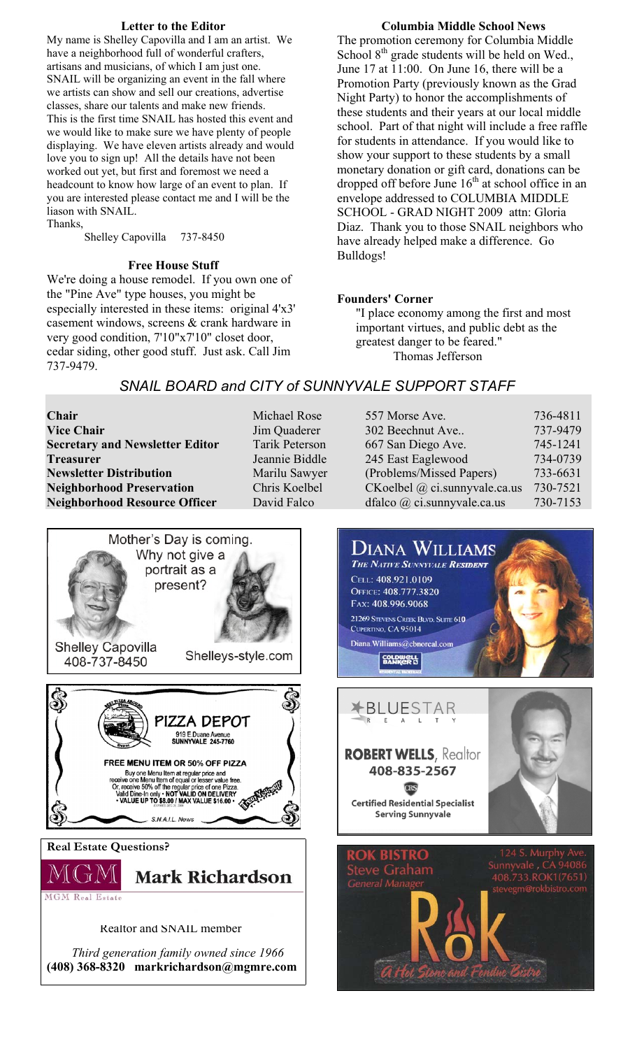### Letter to the Editor

My name is Shelley Capovilla and I am an artist. We have a neighborhood full of wonderful crafters, artisans and musicians, of which I am just one. SNAIL will be organizing an event in the fall where we artists can show and sell our creations, advertise classes, share our talents and make new friends. This is the first time SNAIL has hosted this event and we would like to make sure we have plenty of people displaying. We have eleven artists already and would love you to sign up! All the details have not been worked out yet, but first and foremost we need a headcount to know how large of an event to plan. If you are interested please contact me and I will be the liason with SNAIL.

Thanks,

Shelley Capovilla 737-8450

### Free House Stuff

We're doing a house remodel. If you own one of the "Pine Ave" type houses, you might be especially interested in these items: original 4'x3' casement windows, screens & crank hardware in very good condition, 7'10"x7'10" closet door, cedar siding, other good stuff. Just ask. Call Jim 737-9479.

### Columbia Middle School News

The promotion ceremony for Columbia Middle School 8th grade students will be held on Wed., June 17 at 11:00. On June 16, there will be a Promotion Party (previously known as the Grad Night Party) to honor the accomplishments of these students and their years at our local middle school. Part of that night will include a free raffle for students in attendance. If you would like to show your support to these students by a small monetary donation or gift card, donations can be dropped off before June 16th at school office in an envelope addressed to COLUMBIA MIDDLE SCHOOL - GRAD NIGHT 2009 attn: Gloria Diaz. Thank you to those SNAIL neighbors who have already helped make a difference. Go Bulldogs!

### Founders' Corner

"I place economy among the first and most important virtues, and public debt as the greatest danger to be feared."

Thomas Jefferson

## *SNAIL BOARD and CITY of SUNNYVALE SUPPORT STAFF*

| | | | |
|---|---|---|---|
| **Chair** | Michael Rose | 557 Morse Ave. | 736-4811 |
| **Vice Chair** | Jim Quaderer | 302 Beechnut Ave.. | 737-9479 |
| **Secretary and Newsletter Editor** | Tarik Peterson | 667 San Diego Ave. | 745-1241 |
| **Treasurer** | Jeannie Biddle | 245 East Eaglewood | 734-0739 |
| **Newsletter Distribution** | Marilu Sawyer | (Problems/Missed Papers) | 733-6631 |
| **Neighborhood Preservation** | Chris Koelbel | CKoelbel @ ci.sunnyvale.ca.us | 730-7521 |
| **Neighborhood Resource Officer** | David Falco | dfalco @ ci.sunnyvale.ca.us | 730-7153 |

Mother's Day is coming. Why not give a portrait as a present?

Shelley Capovilla 408-737-8450

Shelleys-style.com

**PIZZA DEPOT**
919 E.Duane Avenue
SUNNYVALE 245-7760

FREE MENU ITEM OR 50% OFF PIZZA

Buy one Menu Item at regular price and receive one Menu Item of equal or lesser value free. Or, receive 50% off the regular price of one Pizza. Valid Dine-In only • NOT VALID ON DELIVERY • VALUE UP TO $8.00 / MAX VALUE $16.00 •

S.N.A.I.L. News

**Real Estate Questions?**

MGM **Mark Richardson**

MGM Real Estate

Realtor and SNAIL member

*Third generation family owned since 1966*

**(408) 368-8320 markrichardson@mgmre.com**

**DIANA WILLIAMS**

*THE NATIVE SUNNYVALE RESIDENT*

CELL: 408.921.0109
OFFICE: 408.777.3820
FAX: 408.996.9068

21269 STEVENS CREEK BLVD. SUITE 610
CUPERTINO, CA 95014

Diana.Williams@cbnorcal.com

COLDWELL BANKER

BLUESTAR REALTY

**ROBERT WELLS**, Realtor
**408-835-2567**

CRS

**Certified Residential Specialist**
**Serving Sunnyvale**

**ROK BISTRO**
Steve Graham
*General Manager*

124 S. Murphy Ave.
Sunnyvale , CA 94086
408.733.ROK1(7651)
stevegm@rokbistro.com

Rok

*A Hot Stone and Fondue Bistro*